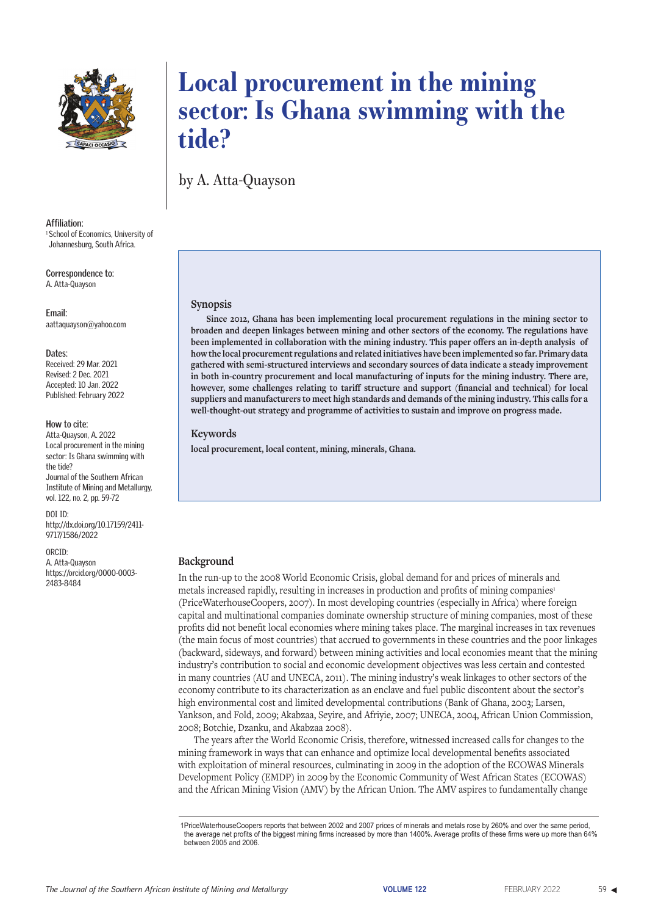# Local procurement in the mining sector: Is Ghana swimming with the tide?

by A. Atta-Quayson

**Affiliation:**
[1] School of Economics, University of Johannesburg, South Africa.

**Correspondence to:**
A. Atta-Quayson

**Email:**
aattaquayson@yahoo.com

**Dates:**
Received: 29 Mar. 2021
Revised: 2 Dec. 2021
Accepted: 10 Jan. 2022
Published: February 2022

**How to cite:**
Atta-Quayson, A. 2022
Local procurement in the mining sector: Is Ghana swimming with the tide?
Journal of the Southern African Institute of Mining and Metallurgy, vol. 122, no. 2, pp. 59-72

**DOI ID:**
http://dx.doi.org/10.17159/2411-9717/1586/2022

**ORCID:**
A. Atta-Quayson
https://orcid.org/0000-0003-2483-8484

## Synopsis

**Since 2012, Ghana has been implementing local procurement regulations in the mining sector to broaden and deepen linkages between mining and other sectors of the economy. The regulations have been implemented in collaboration with the mining industry. This paper offers an in-depth analysis of how the local procurement regulations and related initiatives have been implemented so far. Primary data gathered with semi-structured interviews and secondary sources of data indicate a steady improvement in both in-country procurement and local manufacturing of inputs for the mining industry. There are, however, some challenges relating to tariff structure and support (financial and technical) for local suppliers and manufacturers to meet high standards and demands of the mining industry. This calls for a well-thought-out strategy and programme of activities to sustain and improve on progress made.**

## Keywords

**local procurement, local content, mining, minerals, Ghana.**

## Background

In the run-up to the 2008 World Economic Crisis, global demand for and prices of minerals and metals increased rapidly, resulting in increases in production and profits of mining companies[1] (PriceWaterhouseCoopers, 2007). In most developing countries (especially in Africa) where foreign capital and multinational companies dominate ownership structure of mining companies, most of these profits did not benefit local economies where mining takes place. The marginal increases in tax revenues (the main focus of most countries) that accrued to governments in these countries and the poor linkages (backward, sideways, and forward) between mining activities and local economies meant that the mining industry's contribution to social and economic development objectives was less certain and contested in many countries (AU and UNECA, 2011). The mining industry's weak linkages to other sectors of the economy contribute to its characterization as an enclave and fuel public discontent about the sector's high environmental cost and limited developmental contributions (Bank of Ghana, 2003; Larsen, Yankson, and Fold, 2009; Akabzaa, Seyire, and Afriyie, 2007; UNECA, 2004, African Union Commission, 2008; Botchie, Dzanku, and Akabzaa 2008).

The years after the World Economic Crisis, therefore, witnessed increased calls for changes to the mining framework in ways that can enhance and optimize local developmental benefits associated with exploitation of mineral resources, culminating in 2009 in the adoption of the ECOWAS Minerals Development Policy (EMDP) in 2009 by the Economic Community of West African States (ECOWAS) and the African Mining Vision (AMV) by the African Union. The AMV aspires to fundamentally change

[1] PriceWaterhouseCoopers reports that between 2002 and 2007 prices of minerals and metals rose by 260% and over the same period, the average net profits of the biggest mining firms increased by more than 1400%. Average profits of these firms were up more than 64% between 2005 and 2006.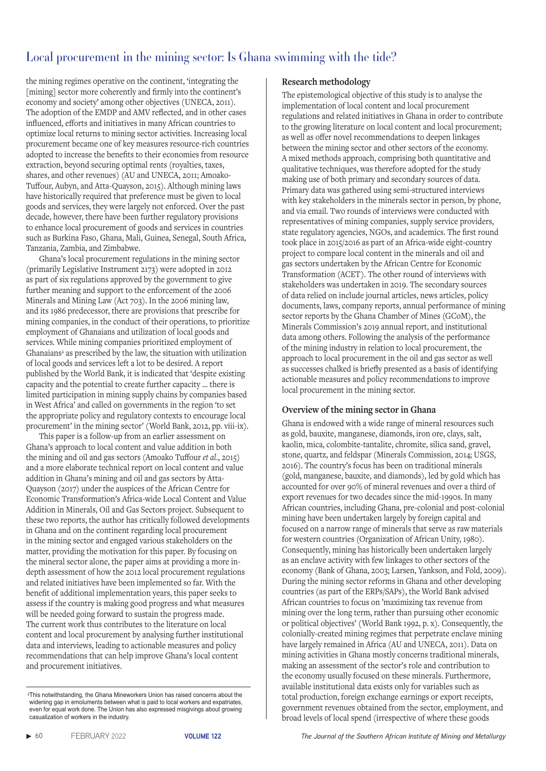the mining regimes operative on the continent, 'integrating the [mining] sector more coherently and firmly into the continent's economy and society' among other objectives (UNECA, 2011). The adoption of the EMDP and AMV reflected, and in other cases influenced, efforts and initiatives in many African countries to optimize local returns to mining sector activities. Increasing local procurement became one of key measures resource-rich countries adopted to increase the benefits to their economies from resource extraction, beyond securing optimal rents (royalties, taxes, shares, and other revenues) (AU and UNECA, 2011; Amoako-Tuffour, Aubyn, and Atta-Quayson, 2015). Although mining laws have historically required that preference must be given to local goods and services, they were largely not enforced. Over the past decade, however, there have been further regulatory provisions to enhance local procurement of goods and services in countries such as Burkina Faso, Ghana, Mali, Guinea, Senegal, South Africa, Tanzania, Zambia, and Zimbabwe.

Ghana's local procurement regulations in the mining sector (primarily Legislative Instrument 2173) were adopted in 2012 as part of six regulations approved by the government to give further meaning and support to the enforcement of the 2006 Minerals and Mining Law (Act 703). In the 2006 mining law, and its 1986 predecessor, there are provisions that prescribe for mining companies, in the conduct of their operations, to prioritize employment of Ghanaians and utilization of local goods and services. While mining companies prioritized employment of Ghanaians[2] as prescribed by the law, the situation with utilization of local goods and services left a lot to be desired. A report published by the World Bank, it is indicated that 'despite existing capacity and the potential to create further capacity ... there is limited participation in mining supply chains by companies based in West Africa' and called on governments in the region 'to set the appropriate policy and regulatory contexts to encourage local procurement' in the mining sector' (World Bank, 2012, pp. viii-ix).

This paper is a follow-up from an earlier assessment on Ghana's approach to local content and value addition in both the mining and oil and gas sectors (Amoako Tuffour *et al*., 2015) and a more elaborate technical report on local content and value addition in Ghana's mining and oil and gas sectors by Atta-Quayson (2017) under the auspices of the African Centre for Economic Transformation's Africa-wide Local Content and Value Addition in Minerals, Oil and Gas Sectors project. Subsequent to these two reports, the author has critically followed developments in Ghana and on the continent regarding local procurement in the mining sector and engaged various stakeholders on the matter, providing the motivation for this paper. By focusing on the mineral sector alone, the paper aims at providing a more in-depth assessment of how the 2012 local procurement regulations and related initiatives have been implemented so far. With the benefit of additional implementation years, this paper seeks to assess if the country is making good progress and what measures will be needed going forward to sustain the progress made. The current work thus contributes to the literature on local content and local procurement by analysing further institutional data and interviews, leading to actionable measures and policy recommendations that can help improve Ghana's local content and procurement initiatives.

[2]This notwithstanding, the Ghana Mineworkers Union has raised concerns about the widening gap in emoluments between what is paid to local workers and expatriates, even for equal work done. The Union has also expressed misgivings about growing casualization of workers in the industry.

## Research methodology

The epistemological objective of this study is to analyse the implementation of local content and local procurement regulations and related initiatives in Ghana in order to contribute to the growing literature on local content and local procurement; as well as offer novel recommendations to deepen linkages between the mining sector and other sectors of the economy. A mixed methods approach, comprising both quantitative and qualitative techniques, was therefore adopted for the study making use of both primary and secondary sources of data. Primary data was gathered using semi-structured interviews with key stakeholders in the minerals sector in person, by phone, and via email. Two rounds of interviews were conducted with representatives of mining companies, supply service providers, state regulatory agencies, NGOs, and academics. The first round took place in 2015/2016 as part of an Africa-wide eight-country project to compare local content in the minerals and oil and gas sectors undertaken by the African Centre for Economic Transformation (ACET). The other round of interviews with stakeholders was undertaken in 2019. The secondary sources of data relied on include journal articles, news articles, policy documents, laws, company reports, annual performance of mining sector reports by the Ghana Chamber of Mines (GCoM), the Minerals Commission's 2019 annual report, and institutional data among others. Following the analysis of the performance of the mining industry in relation to local procurement, the approach to local procurement in the oil and gas sector as well as successes chalked is briefly presented as a basis of identifying actionable measures and policy recommendations to improve local procurement in the mining sector.

## Overview of the mining sector in Ghana

Ghana is endowed with a wide range of mineral resources such as gold, bauxite, manganese, diamonds, iron ore, clays, salt, kaolin, mica, colombite-tantalite, chromite, silica sand, gravel, stone, quartz, and feldspar (Minerals Commission, 2014; USGS, 2016). The country's focus has been on traditional minerals (gold, manganese, bauxite, and diamonds), led by gold which has accounted for over 90% of mineral revenues and over a third of export revenues for two decades since the mid-1990s. In many African countries, including Ghana, pre-colonial and post-colonial mining have been undertaken largely by foreign capital and focused on a narrow range of minerals that serve as raw materials for western countries (Organization of African Unity, 1980). Consequently, mining has historically been undertaken largely as an enclave activity with few linkages to other sectors of the economy (Bank of Ghana, 2003; Larsen, Yankson, and Fold, 2009). During the mining sector reforms in Ghana and other developing countries (as part of the ERPs/SAPs), the World Bank advised African countries to focus on 'maximizing tax revenue from mining over the long term, rather than pursuing other economic or political objectives' (World Bank 1992, p. x). Consequently, the colonially-created mining regimes that perpetrate enclave mining have largely remained in Africa (AU and UNECA, 2011). Data on mining activities in Ghana mostly concerns traditional minerals, making an assessment of the sector's role and contribution to the economy usually focused on these minerals. Furthermore, available institutional data exists only for variables such as total production, foreign exchange earnings or export receipts, government revenues obtained from the sector, employment, and broad levels of local spend (irrespective of where these goods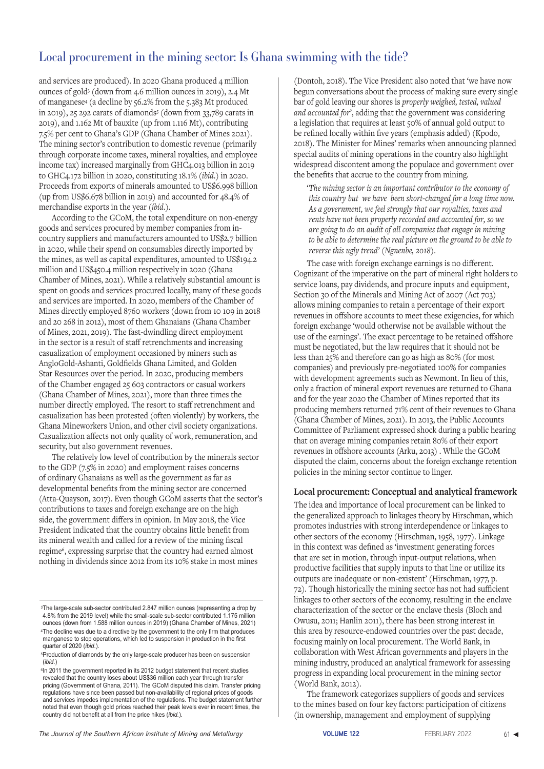and services are produced). In 2020 Ghana produced 4 million ounces of gold[3] (down from 4.6 million ounces in 2019), 2.4 Mt of manganese[4] (a decline by 56.2% from the 5.383 Mt produced in 2019), 25 292 carats of diamonds[5] (down from 33,789 carats in 2019), and 1.162 Mt of bauxite (up from 1.116 Mt), contributing 7.5% per cent to Ghana's GDP (Ghana Chamber of Mines 2021). The mining sector's contribution to domestic revenue (primarily through corporate income taxes, mineral royalties, and employee income tax) increased marginally from GHC4.013 billion in 2019 to GHC4.172 billion in 2020, constituting 18.1% (*ibid*.) in 2020. Proceeds from exports of minerals amounted to US$6.998 billion (up from US$6.678 billion in 2019) and accounted for 48.4% of merchandise exports in the year (*ibid*.).

According to the GCoM, the total expenditure on non-energy goods and services procured by member companies from in-country suppliers and manufacturers amounted to US$2.7 billion in 2020, while their spend on consumables directly imported by the mines, as well as capital expenditures, amounted to US$194.2 million and US$450.4 million respectively in 2020 (Ghana Chamber of Mines, 2021). While a relatively substantial amount is spent on goods and services procured locally, many of these goods and services are imported. In 2020, members of the Chamber of Mines directly employed 8760 workers (down from 10 109 in 2018 and 20 268 in 2012), most of them Ghanaians (Ghana Chamber of Mines, 2021, 2019). The fast-dwindling direct employment in the sector is a result of staff retrenchments and increasing casualization of employment occasioned by miners such as AngloGold-Ashanti, Goldfields Ghana Limited, and Golden Star Resources over the period. In 2020, producing members of the Chamber engaged 25 603 contractors or casual workers (Ghana Chamber of Mines, 2021), more than three times the number directly employed. The resort to staff retrenchment and casualization has been protested (often violently) by workers, the Ghana Mineworkers Union, and other civil society organizations. Casualization affects not only quality of work, remuneration, and security, but also government revenues.

The relatively low level of contribution by the minerals sector to the GDP (7.5% in 2020) and employment raises concerns of ordinary Ghanaians as well as the government as far as developmental benefits from the mining sector are concerned (Atta-Quayson, 2017). Even though GCoM asserts that the sector's contributions to taxes and foreign exchange are on the high side, the government differs in opinion. In May 2018, the Vice President indicated that the country obtains little benefit from its mineral wealth and called for a review of the mining fiscal regime[6], expressing surprise that the country had earned almost nothing in dividends since 2012 from its 10% stake in most mines (Dontoh, 2018). The Vice President also noted that 'we have now begun conversations about the process of making sure every single bar of gold leaving our shores is *properly weighed, tested, valued and accounted for*', adding that the government was considering a legislation that requires at least 50% of annual gold output to be refined locally within five years (emphasis added) (Kpodo, 2018). The Minister for Mines' remarks when announcing planned special audits of mining operations in the country also highlight widespread discontent among the populace and government over the benefits that accrue to the country from mining.

> '*The mining sector is an important contributor to the economy of this country but we have been short-changed for a long time now. As a government, we feel strongly that our royalties, taxes and rents have not been properly recorded and accounted for, so we are going to do an audit of all companies that engage in mining to be able to determine the real picture on the ground to be able to reverse this ugly trend*' (*Ngnenbe, 2018*).

The case with foreign exchange earnings is no different. Cognizant of the imperative on the part of mineral right holders to service loans, pay dividends, and procure inputs and equipment, Section 30 of the Minerals and Mining Act of 2007 (Act 703) allows mining companies to retain a percentage of their export revenues in offshore accounts to meet these exigencies, for which foreign exchange 'would otherwise not be available without the use of the earnings'. The exact percentage to be retained offshore must be negotiated, but the law requires that it should not be less than 25% and therefore can go as high as 80% (for most companies) and previously pre-negotiated 100% for companies with development agreements such as Newmont. In lieu of this, only a fraction of mineral export revenues are returned to Ghana and for the year 2020 the Chamber of Mines reported that its producing members returned 71% cent of their revenues to Ghana (Ghana Chamber of Mines, 2021). In 2013, the Public Accounts Committee of Parliament expressed shock during a public hearing that on average mining companies retain 80% of their export revenues in offshore accounts (Arku, 2013) . While the GCoM disputed the claim, concerns about the foreign exchange retention policies in the mining sector continue to linger.

### Local procurement: Conceptual and analytical framework

The idea and importance of local procurement can be linked to the generalized approach to linkages theory by Hirschman, which promotes industries with strong interdependence or linkages to other sectors of the economy (Hirschman, 1958, 1977). Linkage in this context was defined as 'investment generating forces that are set in motion, through input-output relations, when productive facilities that supply inputs to that line or utilize its outputs are inadequate or non-existent' (Hirschman, 1977, p. 72). Though historically the mining sector has not had sufficient linkages to other sectors of the economy, resulting in the enclave characterization of the sector or the enclave thesis (Bloch and Owusu, 2011; Hanlin 2011), there has been strong interest in this area by resource-endowed countries over the past decade, focusing mainly on local procurement. The World Bank, in collaboration with West African governments and players in the mining industry, produced an analytical framework for assessing progress in expanding local procurement in the mining sector (World Bank, 2012).

The framework categorizes suppliers of goods and services to the mines based on four key factors: participation of citizens (in ownership, management and employment of supplying

---

[3] The large-scale sub-sector contributed 2.847 million ounces (representing a drop by 4.8% from the 2019 level) while the small-scale sub-sector contributed 1.175 million ounces (down from 1.588 million ounces in 2019) (Ghana Chamber of Mines, 2021)

[4] The decline was due to a directive by the government to the only firm that produces manganese to stop operations, which led to suspension in production in the first quarter of 2020 (*ibid*.).

[5] Production of diamonds by the only large-scale producer has been on suspension (*ibid*.)

[6] In 2011 the government reported in its 2012 budget statement that recent studies revealed that the country loses about US$36 million each year through transfer pricing (Government of Ghana, 2011). The GCoM disputed this claim. Transfer pricing regulations have since been passed but non-availability of regional prices of goods and services impedes implementation of the regulations. The budget statement further noted that even though gold prices reached their peak levels ever in recent times, the country did not benefit at all from the price hikes (*ibid*.).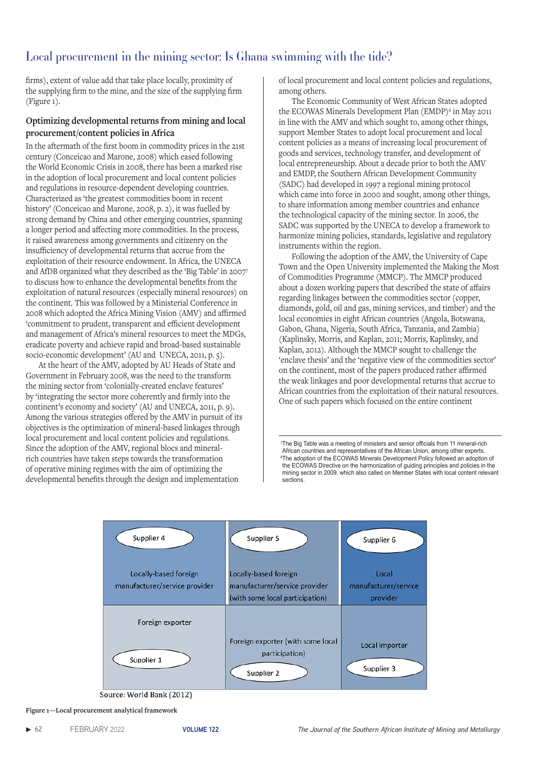firms), extent of value add that take place locally, proximity of the supplying firm to the mine, and the size of the supplying firm (Figure 1).

### Optimizing developmental returns from mining and local procurement/content policies in Africa

In the aftermath of the first boom in commodity prices in the 21st century (Conceicao and Marone, 2008) which eased following the World Economic Crisis in 2008, there has been a marked rise in the adoption of local procurement and local content policies and regulations in resource-dependent developing countries. Characterized as 'the greatest commodities boom in recent history' (Conceicao and Marone, 2008, p. 2), it was fuelled by strong demand by China and other emerging countries, spanning a longer period and affecting more commodities. In the process, it raised awareness among governments and citizenry on the insufficiency of developmental returns that accrue from the exploitation of their resource endowment. In Africa, the UNECA and AfDB organized what they described as the 'Big Table' in 2007[7] to discuss how to enhance the developmental benefits from the exploitation of natural resources (especially mineral resources) on the continent. This was followed by a Ministerial Conference in 2008 which adopted the Africa Mining Vision (AMV) and affirmed 'commitment to prudent, transparent and efficient development and management of Africa's mineral resources to meet the MDGs, eradicate poverty and achieve rapid and broad-based sustainable socio-economic development' (AU and UNECA, 2011, p. 5).

At the heart of the AMV, adopted by AU Heads of State and Government in February 2008, was the need to the transform the mining sector from 'colonially-created enclave features' by 'integrating the sector more coherently and firmly into the continent's economy and society' (AU and UNECA, 2011, p. 9). Among the various strategies offered by the AMV in pursuit of its objectives is the optimization of mineral-based linkages through local procurement and local content policies and regulations. Since the adoption of the AMV, regional blocs and mineral-rich countries have taken steps towards the transformation of operative mining regimes with the aim of optimizing the developmental benefits through the design and implementation of local procurement and local content policies and regulations, among others.

The Economic Community of West African States adopted the ECOWAS Minerals Development Plan (EMDP)[8] in May 2011 in line with the AMV and which sought to, among other things, support Member States to adopt local procurement and local content policies as a means of increasing local procurement of goods and services, technology transfer, and development of local entrepreneurship. About a decade prior to both the AMV and EMDP, the Southern African Development Community (SADC) had developed in 1997 a regional mining protocol which came into force in 2000 and sought, among other things, to share information among member countries and enhance the technological capacity of the mining sector. In 2006, the SADC was supported by the UNECA to develop a framework to harmonize mining policies, standards, legislative and regulatory instruments within the region.

Following the adoption of the AMV, the University of Cape Town and the Open University implemented the Making the Most of Commodities Programme (MMCP). The MMCP produced about a dozen working papers that described the state of affairs regarding linkages between the commodities sector (copper, diamonds, gold, oil and gas, mining services, and timber) and the local economies in eight African countries (Angola, Botswana, Gabon, Ghana, Nigeria, South Africa, Tanzania, and Zambia) (Kaplinsky, Morris, and Kaplan, 2011; Morris, Kaplinsky, and Kaplan, 2012). Although the MMCP sought to challenge the 'enclave thesis' and the 'negative view of the commodities sector' on the continent, most of the papers produced rather affirmed the weak linkages and poor developmental returns that accrue to African countries from the exploitation of their natural resources. One of such papers which focused on the entire continent

[7]The Big Table was a meeting of ministers and senior officials from 11 mineral-rich African countries and representatives of the African Union, among other experts.

[8]The adoption of the ECOWAS Minerals Development Policy followed an adoption of the ECOWAS Directive on the harmonization of guiding principles and policies in the mining sector in 2009, which also called on Member States with local content relevant sections.

| Supplier 4<br>Locally-based foreign manufacturer/service provider | Supplier 5<br>Locally-based foreign manufacturer/service provider (with some local participation) | Supplier 6<br>Local manufacturer/service provider |
|---|---|---|
| Foreign exporter<br>Supplier 1 | Foreign exporter (with some local participation)<br>Supplier 2 | Local importer<br>Supplier 3 |

Source: World Bank (2012)

**Figure 1—Local procurement analytical framework**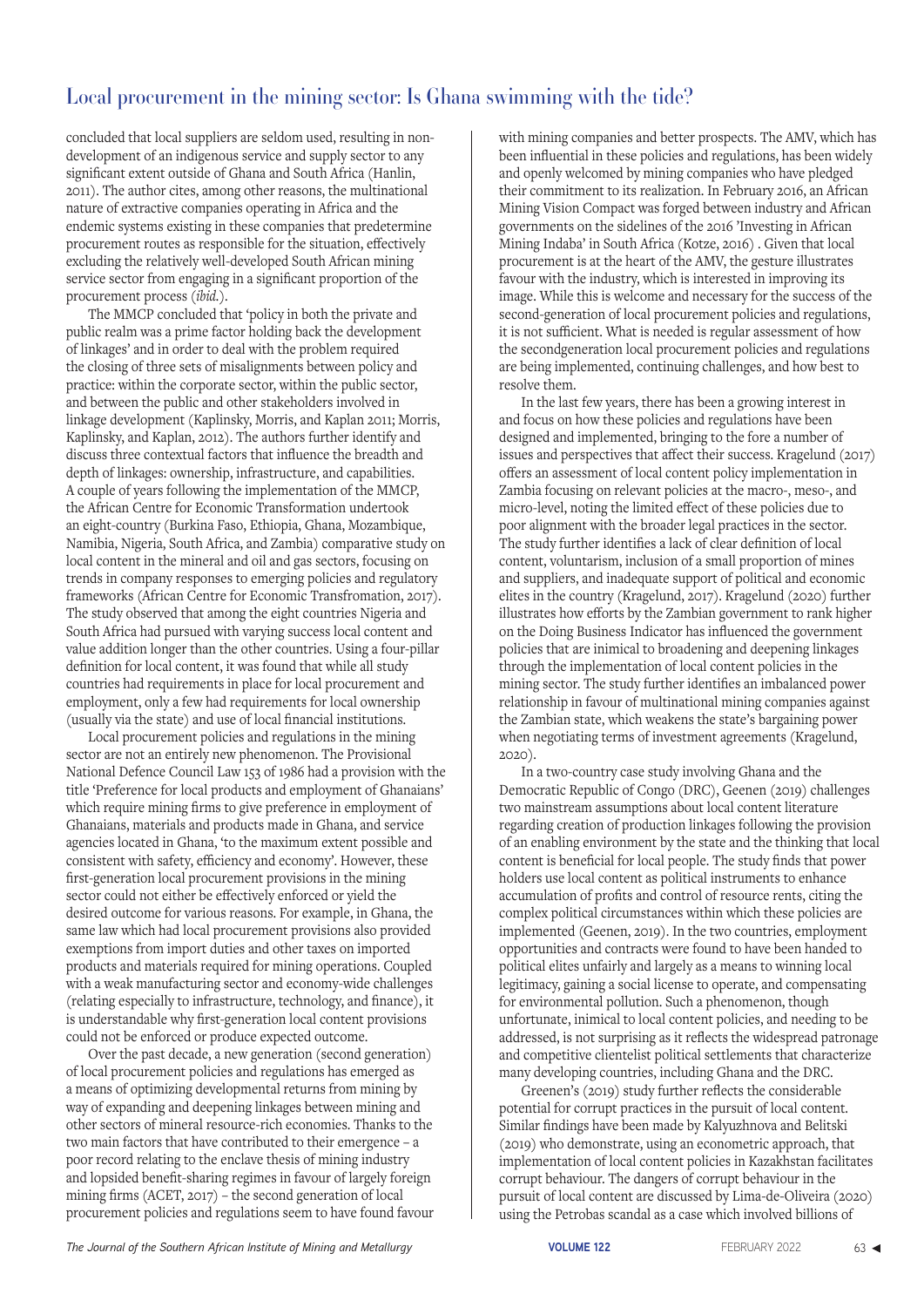concluded that local suppliers are seldom used, resulting in non-development of an indigenous service and supply sector to any significant extent outside of Ghana and South Africa (Hanlin, 2011). The author cites, among other reasons, the multinational nature of extractive companies operating in Africa and the endemic systems existing in these companies that predetermine procurement routes as responsible for the situation, effectively excluding the relatively well-developed South African mining service sector from engaging in a significant proportion of the procurement process (*ibid.*).

The MMCP concluded that 'policy in both the private and public realm was a prime factor holding back the development of linkages' and in order to deal with the problem required the closing of three sets of misalignments between policy and practice: within the corporate sector, within the public sector, and between the public and other stakeholders involved in linkage development (Kaplinsky, Morris, and Kaplan 2011; Morris, Kaplinsky, and Kaplan, 2012). The authors further identify and discuss three contextual factors that influence the breadth and depth of linkages: ownership, infrastructure, and capabilities. A couple of years following the implementation of the MMCP, the African Centre for Economic Transformation undertook an eight-country (Burkina Faso, Ethiopia, Ghana, Mozambique, Namibia, Nigeria, South Africa, and Zambia) comparative study on local content in the mineral and oil and gas sectors, focusing on trends in company responses to emerging policies and regulatory frameworks (African Centre for Economic Transfromation, 2017). The study observed that among the eight countries Nigeria and South Africa had pursued with varying success local content and value addition longer than the other countries. Using a four-pillar definition for local content, it was found that while all study countries had requirements in place for local procurement and employment, only a few had requirements for local ownership (usually via the state) and use of local financial institutions.

Local procurement policies and regulations in the mining sector are not an entirely new phenomenon. The Provisional National Defence Council Law 153 of 1986 had a provision with the title 'Preference for local products and employment of Ghanaians' which require mining firms to give preference in employment of Ghanaians, materials and products made in Ghana, and service agencies located in Ghana, 'to the maximum extent possible and consistent with safety, efficiency and economy'. However, these first-generation local procurement provisions in the mining sector could not either be effectively enforced or yield the desired outcome for various reasons. For example, in Ghana, the same law which had local procurement provisions also provided exemptions from import duties and other taxes on imported products and materials required for mining operations. Coupled with a weak manufacturing sector and economy-wide challenges (relating especially to infrastructure, technology, and finance), it is understandable why first-generation local content provisions could not be enforced or produce expected outcome.

Over the past decade, a new generation (second generation) of local procurement policies and regulations has emerged as a means of optimizing developmental returns from mining by way of expanding and deepening linkages between mining and other sectors of mineral resource-rich economies. Thanks to the two main factors that have contributed to their emergence – a poor record relating to the enclave thesis of mining industry and lopsided benefit-sharing regimes in favour of largely foreign mining firms (ACET, 2017) – the second generation of local procurement policies and regulations seem to have found favour with mining companies and better prospects. The AMV, which has been influential in these policies and regulations, has been widely and openly welcomed by mining companies who have pledged their commitment to its realization. In February 2016, an African Mining Vision Compact was forged between industry and African governments on the sidelines of the 2016 'Investing in African Mining Indaba' in South Africa (Kotze, 2016) . Given that local procurement is at the heart of the AMV, the gesture illustrates favour with the industry, which is interested in improving its image. While this is welcome and necessary for the success of the second-generation of local procurement policies and regulations, it is not sufficient. What is needed is regular assessment of how the secondgeneration local procurement policies and regulations are being implemented, continuing challenges, and how best to resolve them.

In the last few years, there has been a growing interest in and focus on how these policies and regulations have been designed and implemented, bringing to the fore a number of issues and perspectives that affect their success. Kragelund (2017) offers an assessment of local content policy implementation in Zambia focusing on relevant policies at the macro-, meso-, and micro-level, noting the limited effect of these policies due to poor alignment with the broader legal practices in the sector. The study further identifies a lack of clear definition of local content, voluntarism, inclusion of a small proportion of mines and suppliers, and inadequate support of political and economic elites in the country (Kragelund, 2017). Kragelund (2020) further illustrates how efforts by the Zambian government to rank higher on the Doing Business Indicator has influenced the government policies that are inimical to broadening and deepening linkages through the implementation of local content policies in the mining sector. The study further identifies an imbalanced power relationship in favour of multinational mining companies against the Zambian state, which weakens the state's bargaining power when negotiating terms of investment agreements (Kragelund, 2020).

In a two-country case study involving Ghana and the Democratic Republic of Congo (DRC), Geenen (2019) challenges two mainstream assumptions about local content literature regarding creation of production linkages following the provision of an enabling environment by the state and the thinking that local content is beneficial for local people. The study finds that power holders use local content as political instruments to enhance accumulation of profits and control of resource rents, citing the complex political circumstances within which these policies are implemented (Geenen, 2019). In the two countries, employment opportunities and contracts were found to have been handed to political elites unfairly and largely as a means to winning local legitimacy, gaining a social license to operate, and compensating for environmental pollution. Such a phenomenon, though unfortunate, inimical to local content policies, and needing to be addressed, is not surprising as it reflects the widespread patronage and competitive clientelist political settlements that characterize many developing countries, including Ghana and the DRC.

Greenen's (2019) study further reflects the considerable potential for corrupt practices in the pursuit of local content. Similar findings have been made by Kalyuzhnova and Belitski (2019) who demonstrate, using an econometric approach, that implementation of local content policies in Kazakhstan facilitates corrupt behaviour. The dangers of corrupt behaviour in the pursuit of local content are discussed by Lima-de-Oliveira (2020) using the Petrobas scandal as a case which involved billions of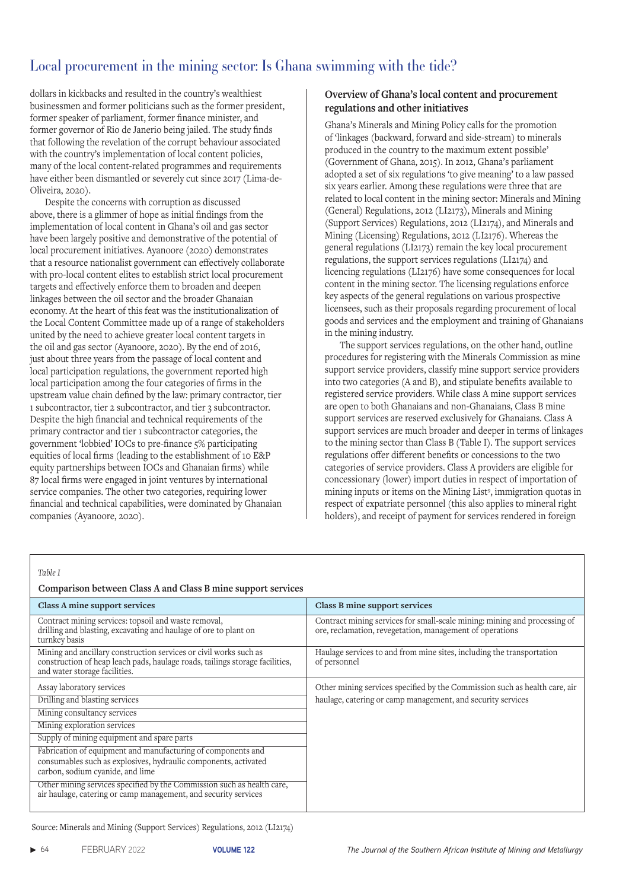dollars in kickbacks and resulted in the country's wealthiest businessmen and former politicians such as the former president, former speaker of parliament, former finance minister, and former governor of Rio de Janerio being jailed. The study finds that following the revelation of the corrupt behaviour associated with the country's implementation of local content policies, many of the local content-related programmes and requirements have either been dismantled or severely cut since 2017 (Lima-de-Oliveira, 2020).

Despite the concerns with corruption as discussed above, there is a glimmer of hope as initial findings from the implementation of local content in Ghana's oil and gas sector have been largely positive and demonstrative of the potential of local procurement initiatives. Ayanoore (2020) demonstrates that a resource nationalist government can effectively collaborate with pro-local content elites to establish strict local procurement targets and effectively enforce them to broaden and deepen linkages between the oil sector and the broader Ghanaian economy. At the heart of this feat was the institutionalization of the Local Content Committee made up of a range of stakeholders united by the need to achieve greater local content targets in the oil and gas sector (Ayanoore, 2020). By the end of 2016, just about three years from the passage of local content and local participation regulations, the government reported high local participation among the four categories of firms in the upstream value chain defined by the law: primary contractor, tier 1 subcontractor, tier 2 subcontractor, and tier 3 subcontractor. Despite the high financial and technical requirements of the primary contractor and tier 1 subcontractor categories, the government 'lobbied' IOCs to pre-finance 5% participating equities of local firms (leading to the establishment of 10 E&P equity partnerships between IOCs and Ghanaian firms) while 87 local firms were engaged in joint ventures by international service companies. The other two categories, requiring lower financial and technical capabilities, were dominated by Ghanaian companies (Ayanoore, 2020).

### Overview of Ghana's local content and procurement regulations and other initiatives

Ghana's Minerals and Mining Policy calls for the promotion of 'linkages (backward, forward and side-stream) to minerals produced in the country to the maximum extent possible' (Government of Ghana, 2015). In 2012, Ghana's parliament adopted a set of six regulations 'to give meaning' to a law passed six years earlier. Among these regulations were three that are related to local content in the mining sector: Minerals and Mining (General) Regulations, 2012 (LI2173), Minerals and Mining (Support Services) Regulations, 2012 (LI2174), and Minerals and Mining (Licensing) Regulations, 2012 (LI2176). Whereas the general regulations (LI2173) remain the key local procurement regulations, the support services regulations (LI2174) and licencing regulations (LI2176) have some consequences for local content in the mining sector. The licensing regulations enforce key aspects of the general regulations on various prospective licensees, such as their proposals regarding procurement of local goods and services and the employment and training of Ghanaians in the mining industry.

The support services regulations, on the other hand, outline procedures for registering with the Minerals Commission as mine support service providers, classify mine support service providers into two categories (A and B), and stipulate benefits available to registered service providers. While class A mine support services are open to both Ghanaians and non-Ghanaians, Class B mine support services are reserved exclusively for Ghanaians. Class A support services are much broader and deeper in terms of linkages to the mining sector than Class B (Table I). The support services regulations offer different benefits or concessions to the two categories of service providers. Class A providers are eligible for concessionary (lower) import duties in respect of importation of mining inputs or items on the Mining List[9], immigration quotas in respect of expatriate personnel (this also applies to mineral right holders), and receipt of payment for services rendered in foreign

*Table I*

**Comparison between Class A and Class B mine support services**

| Class A mine support services | Class B mine support services |
|---|---|
| Contract mining services: topsoil and waste removal, drilling and blasting, excavating and haulage of ore to plant on turnkey basis | Contract mining services for small-scale mining: mining and processing of ore, reclamation, revegetation, management of operations |
| Mining and ancillary construction services or civil works such as construction of heap leach pads, haulage roads, tailings storage facilities, and water storage facilities. | Haulage services to and from mine sites, including the transportation of personnel |
| Assay laboratory services | Other mining services specified by the Commission such as health care, air haulage, catering or camp management, and security services |
| Drilling and blasting services | |
| Mining consultancy services | |
| Mining exploration services | |
| Supply of mining equipment and spare parts | |
| Fabrication of equipment and manufacturing of components and consumables such as explosives, hydraulic components, activated carbon, sodium cyanide, and lime | |
| Other mining services specified by the Commission such as health care, air haulage, catering or camp management, and security services | |

Source: Minerals and Mining (Support Services) Regulations, 2012 (LI2174)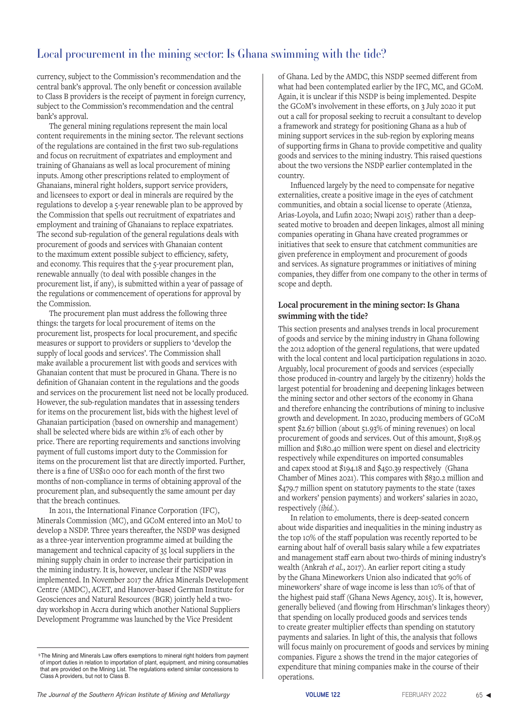currency, subject to the Commission's recommendation and the central bank's approval. The only benefit or concession available to Class B providers is the receipt of payment in foreign currency, subject to the Commission's recommendation and the central bank's approval.

The general mining regulations represent the main local content requirements in the mining sector. The relevant sections of the regulations are contained in the first two sub-regulations and focus on recruitment of expatriates and employment and training of Ghanaians as well as local procurement of mining inputs. Among other prescriptions related to employment of Ghanaians, mineral right holders, support service providers, and licensees to export or deal in minerals are required by the regulations to develop a 5-year renewable plan to be approved by the Commission that spells out recruitment of expatriates and employment and training of Ghanaians to replace expatriates. The second sub-regulation of the general regulations deals with procurement of goods and services with Ghanaian content to the maximum extent possible subject to efficiency, safety, and economy. This requires that the 5-year procurement plan, renewable annually (to deal with possible changes in the procurement list, if any), is submitted within a year of passage of the regulations or commencement of operations for approval by the Commission.

The procurement plan must address the following three things: the targets for local procurement of items on the procurement list, prospects for local procurement, and specific measures or support to providers or suppliers to 'develop the supply of local goods and services'. The Commission shall make available a procurement list with goods and services with Ghanaian content that must be procured in Ghana. There is no definition of Ghanaian content in the regulations and the goods and services on the procurement list need not be locally produced. However, the sub-regulation mandates that in assessing tenders for items on the procurement list, bids with the highest level of Ghanaian participation (based on ownership and management) shall be selected where bids are within 2% of each other by price. There are reporting requirements and sanctions involving payment of full customs import duty to the Commission for items on the procurement list that are directly imported. Further, there is a fine of US$10 000 for each month of the first two months of non-compliance in terms of obtaining approval of the procurement plan, and subsequently the same amount per day that the breach continues.

In 2011, the International Finance Corporation (IFC), Minerals Commission (MC), and GCoM entered into an MoU to develop a NSDP. Three years thereafter, the NSDP was designed as a three-year intervention programme aimed at building the management and technical capacity of 35 local suppliers in the mining supply chain in order to increase their participation in the mining industry. It is, however, unclear if the NSDP was implemented. In November 2017 the Africa Minerals Development Centre (AMDC), ACET, and Hanover-based German Institute for Geosciences and Natural Resources (BGR) jointly held a two-day workshop in Accra during which another National Suppliers Development Programme was launched by the Vice President of Ghana. Led by the AMDC, this NSDP seemed different from what had been contemplated earlier by the IFC, MC, and GCoM. Again, it is unclear if this NSDP is being implemented. Despite the GCoM's involvement in these efforts, on 3 July 2020 it put out a call for proposal seeking to recruit a consultant to develop a framework and strategy for positioning Ghana as a hub of mining support services in the sub-region by exploring means of supporting firms in Ghana to provide competitive and quality goods and services to the mining industry. This raised questions about the two versions the NSDP earlier contemplated in the country.

Influenced largely by the need to compensate for negative externalities, create a positive image in the eyes of catchment communities, and obtain a social license to operate (Atienza, Arias-Loyola, and Lufin 2020; Nwapi 2015) rather than a deep-seated motive to broaden and deepen linkages, almost all mining companies operating in Ghana have created programmes or initiatives that seek to ensure that catchment communities are given preference in employment and procurement of goods and services. As signature programmes or initiatives of mining companies, they differ from one company to the other in terms of scope and depth.

### Local procurement in the mining sector: Is Ghana swimming with the tide?

This section presents and analyses trends in local procurement of goods and service by the mining industry in Ghana following the 2012 adoption of the general regulations, that were updated with the local content and local participation regulations in 2020. Arguably, local procurement of goods and services (especially those produced in-country and largely by the citizenry) holds the largest potential for broadening and deepening linkages between the mining sector and other sectors of the economy in Ghana and therefore enhancing the contributions of mining to inclusive growth and development. In 2020, producing members of GCoM spent $2.67 billion (about 51.93% of mining revenues) on local procurement of goods and services. Out of this amount, $198.95 million and $180.40 million were spent on diesel and electricity respectively while expenditures on imported consumables and capex stood at $194.18 and $450.39 respectively (Ghana Chamber of Mines 2021). This compares with $830.2 million and $479.7 million spent on statutory payments to the state (taxes and workers' pension payments) and workers' salaries in 2020, respectively (*ibid*.).

In relation to emoluments, there is deep-seated concern about wide disparities and inequalities in the mining industry as the top 10% of the staff population was recently reported to be earning about half of overall basis salary while a few expatriates and management staff earn about two-thirds of mining industry's wealth (Ankrah *et al*., 2017). An earlier report citing a study by the Ghana Mineworkers Union also indicated that 90% of mineworkers' share of wage income is less than 10% of that of the highest paid staff (Ghana News Agency, 2015). It is, however, generally believed (and flowing from Hirschman's linkages theory) that spending on locally produced goods and services tends to create greater multiplier effects than spending on statutory payments and salaries. In light of this, the analysis that follows will focus mainly on procurement of goods and services by mining companies. Figure 2 shows the trend in the major categories of expenditure that mining companies make in the course of their operations.

---

[9] The Mining and Minerals Law offers exemptions to mineral right holders from payment of import duties in relation to importation of plant, equipment, and mining consumables that are provided on the Mining List. The regulations extend similar concessions to Class A providers, but not to Class B.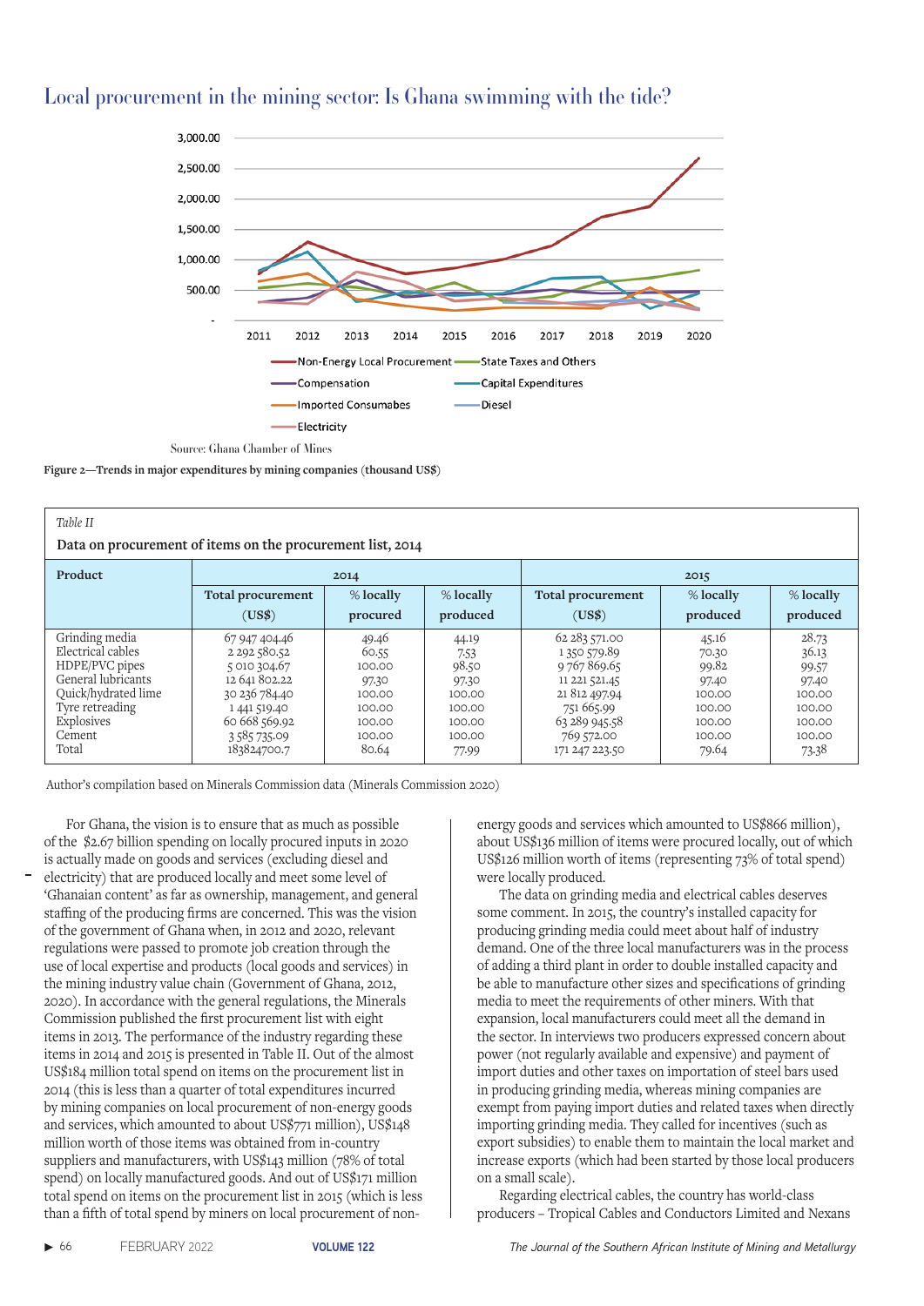## Local procurement in the mining sector: Is Ghana swimming with the tide?

Source: Ghana Chamber of Mines

**Figure 2—Trends in major expenditures by mining companies (thousand US$)**

*Table II*

**Data on procurement of items on the procurement list, 2014**

| Product | 2014 | | | 2015 | | |
|---|---|---|---|---|---|---|
| | Total procurement (US$) | % locally procured | % locally produced | Total procurement (US$) | % locally produced | % locally produced |
| Grinding media | 67 947 404.46 | 49.46 | 44.19 | 62 283 571.00 | 45.16 | 28.73 |
| Electrical cables | 2 292 580.52 | 60.55 | 7.53 | 1 350 579.89 | 70.30 | 36.13 |
| HDPE/PVC pipes | 5 010 304.67 | 100.00 | 98.50 | 9 767 869.65 | 99.82 | 99.57 |
| General lubricants | 12 641 802.22 | 97.30 | 97.30 | 11 221 521.45 | 97.40 | 97.40 |
| Quick/hydrated lime | 30 236 784.40 | 100.00 | 100.00 | 21 812 497.94 | 100.00 | 100.00 |
| Tyre retreading | 1 441 519.40 | 100.00 | 100.00 | 751 665.99 | 100.00 | 100.00 |
| Explosives | 60 668 569.92 | 100.00 | 100.00 | 63 289 945.58 | 100.00 | 100.00 |
| Cement | 3 585 735.09 | 100.00 | 100.00 | 769 572.00 | 100.00 | 100.00 |
| Total | 183824700.7 | 80.64 | 77.99 | 171 247 223.50 | 79.64 | 73.38 |

Author's compilation based on Minerals Commission data (Minerals Commission 2020)

For Ghana, the vision is to ensure that as much as possible of the $2.67 billion spending on locally procured inputs in 2020 is actually made on goods and services (excluding diesel and electricity) that are produced locally and meet some level of 'Ghanaian content' as far as ownership, management, and general staffing of the producing firms are concerned. This was the vision of the government of Ghana when, in 2012 and 2020, relevant regulations were passed to promote job creation through the use of local expertise and products (local goods and services) in the mining industry value chain (Government of Ghana, 2012, 2020). In accordance with the general regulations, the Minerals Commission published the first procurement list with eight items in 2013. The performance of the industry regarding these items in 2014 and 2015 is presented in Table II. Out of the almost US$184 million total spend on items on the procurement list in 2014 (this is less than a quarter of total expenditures incurred by mining companies on local procurement of non-energy goods and services, which amounted to about US$771 million), US$148 million worth of those items was obtained from in-country suppliers and manufacturers, with US$143 million (78% of total spend) on locally manufactured goods. And out of US$171 million total spend on items on the procurement list in 2015 (which is less than a fifth of total spend by miners on local procurement of non-energy goods and services which amounted to US$866 million), about US$136 million of items were procured locally, out of which US$126 million worth of items (representing 73% of total spend) were locally produced.

The data on grinding media and electrical cables deserves some comment. In 2015, the country's installed capacity for producing grinding media could meet about half of industry demand. One of the three local manufacturers was in the process of adding a third plant in order to double installed capacity and be able to manufacture other sizes and specifications of grinding media to meet the requirements of other miners. With that expansion, local manufacturers could meet all the demand in the sector. In interviews two producers expressed concern about power (not regularly available and expensive) and payment of import duties and other taxes on importation of steel bars used in producing grinding media, whereas mining companies are exempt from paying import duties and related taxes when directly importing grinding media. They called for incentives (such as export subsidies) to enable them to maintain the local market and increase exports (which had been started by those local producers on a small scale).

Regarding electrical cables, the country has world-class producers – Tropical Cables and Conductors Limited and Nexans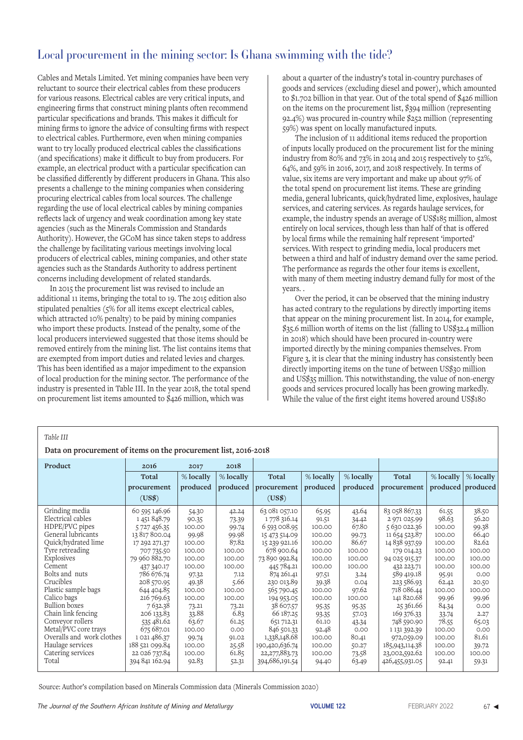Cables and Metals Limited. Yet mining companies have been very reluctant to source their electrical cables from these producers for various reasons. Electrical cables are very critical inputs, and engineering firms that construct mining plants often recommend particular specifications and brands. This makes it difficult for mining firms to ignore the advice of consulting firms with respect to electrical cables. Furthermore, even when mining companies want to try locally produced electrical cables the classifications (and specifications) make it difficult to buy from producers. For example, an electrical product with a particular specification can be classified differently by different producers in Ghana. This also presents a challenge to the mining companies when considering procuring electrical cables from local sources. The challenge regarding the use of local electrical cables by mining companies reflects lack of urgency and weak coordination among key state agencies (such as the Minerals Commission and Standards Authority). However, the GCoM has since taken steps to address the challenge by facilitating various meetings involving local producers of electrical cables, mining companies, and other state agencies such as the Standards Authority to address pertinent concerns including development of related standards.

In 2015 the procurement list was revised to include an additional 11 items, bringing the total to 19. The 2015 edition also stipulated penalties (5% for all items except electrical cables, which attracted 10% penalty) to be paid by mining companies who import these products. Instead of the penalty, some of the local producers interviewed suggested that those items should be removed entirely from the mining list. The list contains items that are exempted from import duties and related levies and charges. This has been identified as a major impediment to the expansion of local production for the mining sector. The performance of the industry is presented in Table III. In the year 2018, the total spend on procurement list items amounted to $426 million, which was about a quarter of the industry's total in-country purchases of goods and services (excluding diesel and power), which amounted to $1.702 billion in that year. Out of the total spend of $426 million on the items on the procurement list, $394 million (representing 92.4%) was procured in-country while $252 million (representing 59%) was spent on locally manufactured inputs.

The inclusion of 11 additional items reduced the proportion of inputs locally produced on the procurement list for the mining industry from 80% and 73% in 2014 and 2015 respectively to 52%, 64%, and 59% in 2016, 2017, and 2018 respectively. In terms of value, six items are very important and make up about 97% of the total spend on procurement list items. These are grinding media, general lubricants, quick/hydrated lime, explosives, haulage services, and catering services. As regards haulage services, for example, the industry spends an average of US$185 million, almost entirely on local services, though less than half of that is offered by local firms while the remaining half represent 'imported' services. With respect to grinding media, local producers met between a third and half of industry demand over the same period. The performance as regards the other four items is excellent, with many of them meeting industry demand fully for most of the years. .

Over the period, it can be observed that the mining industry has acted contrary to the regulations by directly importing items that appear on the mining procurement list. In 2014, for example, $35.6 million worth of items on the list (falling to US$32.4 million in 2018) which should have been procured in-country were imported directly by the mining companies themselves. From Figure 3, it is clear that the mining industry has consistently been directly importing items on the tune of between US$30 million and US$35 million. This notwithstanding, the value of non-energy goods and services procured locally has been growing markedly. While the value of the first eight items hovered around US$180

*Table III*

**Data on procurement of items on the procurement list, 2016-2018**

| Product | 2016 | 2017 | 2018 | | | | | | |
|---|---|---|---|---|---|---|---|---|---|
| | Total procurement (US$) | % locally produced | % locally produced | Total procurement (US$) | % locally produced | % locally produced | Total procurement | % locally produced | % locally produced |
| Grinding media | 60 595 146.96 | 54.30 | 42.24 | 63 081 057.10 | 65.95 | 43.64 | 83 058 867.33 | 61.55 | 38.50 |
| Electrical cables | 1 451 848.79 | 90.35 | 73.39 | 1 778 316.14 | 91.51 | 34.42 | 2 971 025.99 | 98.63 | 56.20 |
| HDPE/PVC pipes | 5 727 456.35 | 100.00 | 99.74 | 6 593 008.95 | 100.00 | 67.80 | 5 630 022.36 | 100.00 | 99.38 |
| General lubricants | 13 817 800.04 | 99.98 | 99.98 | 15 473 514.09 | 100.00 | 99.73 | 11 654 523.87 | 100.00 | 66.40 |
| Quick/hydrated lime | 17 292 271.37 | 100.00 | 87.82 | 15 239 921.16 | 100.00 | 86.67 | 14 838 937.59 | 100.00 | 82.62 |
| Tyre retreading | 707 735.50 | 100.00 | 100.00 | 678 900.64 | 100.00 | 100.00 | 179 014.23 | 100.00 | 100.00 |
| Explosives | 79 960 882.70 | 100.00 | 100.00 | 73 890 992.84 | 100.00 | 100.00 | 94 025 915.37 | 100.00 | 100.00 |
| Cement | 437 340.17 | 100.00 | 100.00 | 445 784.21 | 100.00 | 0.04 | 223 586.93 | 100.00 | 20.50 |
| Bolts and nuts | 786 676.74 | 97.32 | 7.12 | 874 261.41 | 97.51 | 3.24 | 589 419.18 | 95.91 | 0.00 |
| Crucibles | 208 570.95 | 49.38 | 5.66 | 230 013.89 | 39.38 | 100.00 | 432 223.71 | 62.42 | 100.00 |
| Plastic sample bags | 644 404.85 | 100.00 | 100.00 | 565 790.45 | 100.00 | 97.62 | 718 086.44 | 100.00 | 100.00 |
| Calico bags | 216 769.63 | 100.00 | 100.00 | 194 953.05 | 100.00 | 100.00 | 141 820.68 | 99.96 | 99.96 |
| Bullion boxes | 7 632.38 | 73.21 | 73.21 | 38 607.57 | 95.35 | 95.35 | 25 361.66 | 84.34 | 0.00 |
| Chain link fencing | 206 133.83 | 33.88 | 6.83 | 66 187.25 | 93.35 | 57.03 | 169 376.33 | 33.74 | 2.27 |
| Conveyor rollers | 535 481.62 | 63.67 | 61.25 | 651 712.31 | 61.10 | 43.34 | 748 590.90 | 78.55 | 65.03 |
| Metal/PVC core trays | 675 687.01 | 100.00 | 0.00 | 846 501.33 | 92.48 | 0.00 | 1 131 392.39 | 100.00 | 0.00 |
| Overalls and work clothes | 1 021 486.37 | 99.74 | 91.02 | 1,338,148.68 | 100.00 | 80.41 | 972,059.09 | 100.00 | 81.61 |
| Haulage services | 188 521 099.84 | 100.00 | 25.58 | 190,420,626.74 | 100.00 | 50.27 | 185,943,114.38 | 100.00 | 39.72 |
| Catering services | 22 026 737.84 | 100.00 | 61.85 | 22,277,883.73 | 100.00 | 73.58 | 23,002,592.62 | 100.00 | 100.00 |
| Total | 394 841 162.94 | 92.83 | 52.31 | 394,686,191.54 | 94.40 | 63.49 | 426,455,931.05 | 92.41 | 59.31 |

Source: Author's compilation based on Minerals Commission data (Minerals Commission 2020)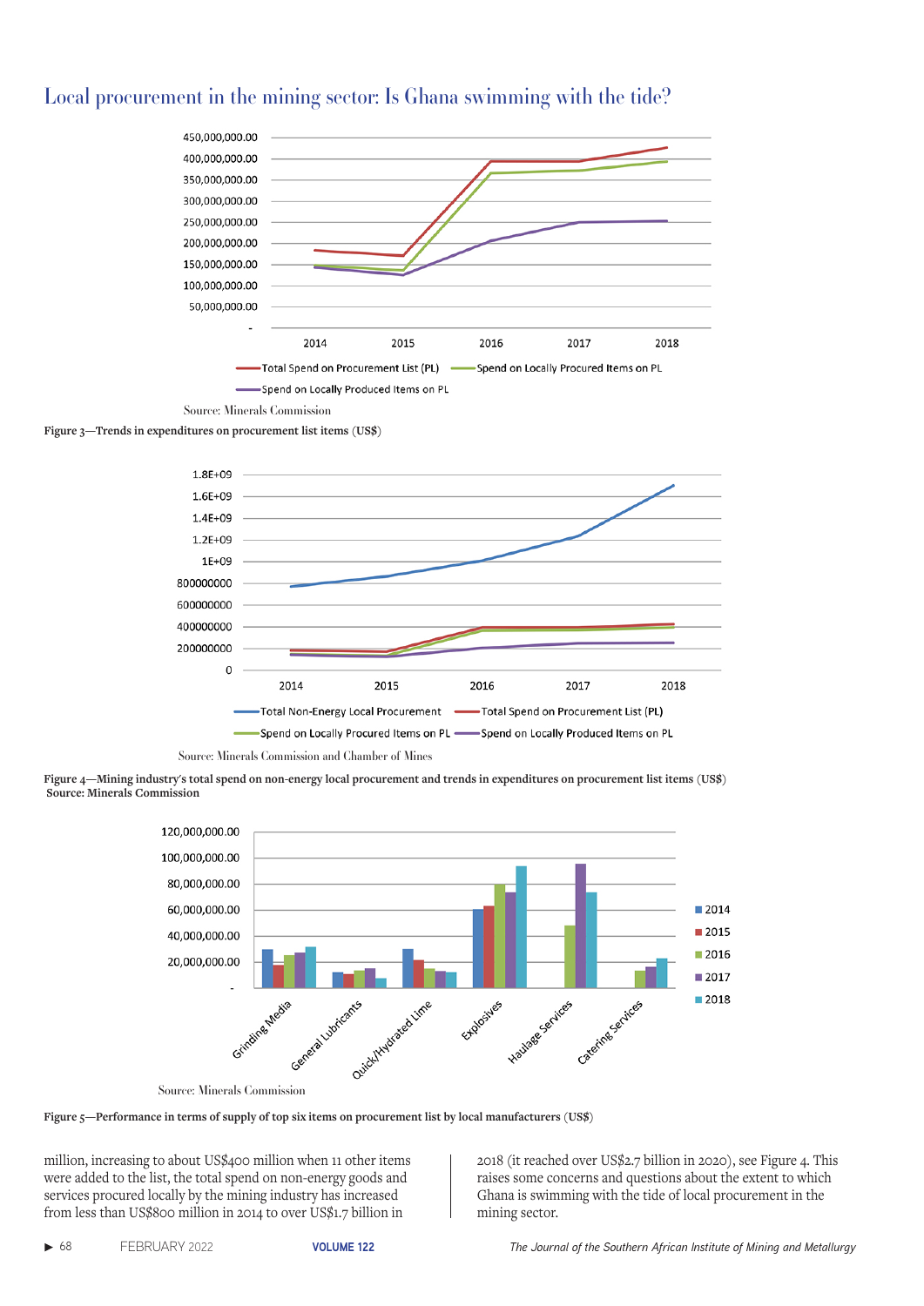Source: Minerals Commission

Figure 3—Trends in expenditures on procurement list items (US$)

Source: Minerals Commission and Chamber of Mines

Figure 4—Mining industry's total spend on non-energy local procurement and trends in expenditures on procurement list items (US$)
Source: Minerals Commission

Source: Minerals Commission

Figure 5—Performance in terms of supply of top six items on procurement list by local manufacturers (US$)

million, increasing to about US$400 million when 11 other items were added to the list, the total spend on non-energy goods and services procured locally by the mining industry has increased from less than US$800 million in 2014 to over US$1.7 billion in 2018 (it reached over US$2.7 billion in 2020), see Figure 4. This raises some concerns and questions about the extent to which Ghana is swimming with the tide of local procurement in the mining sector.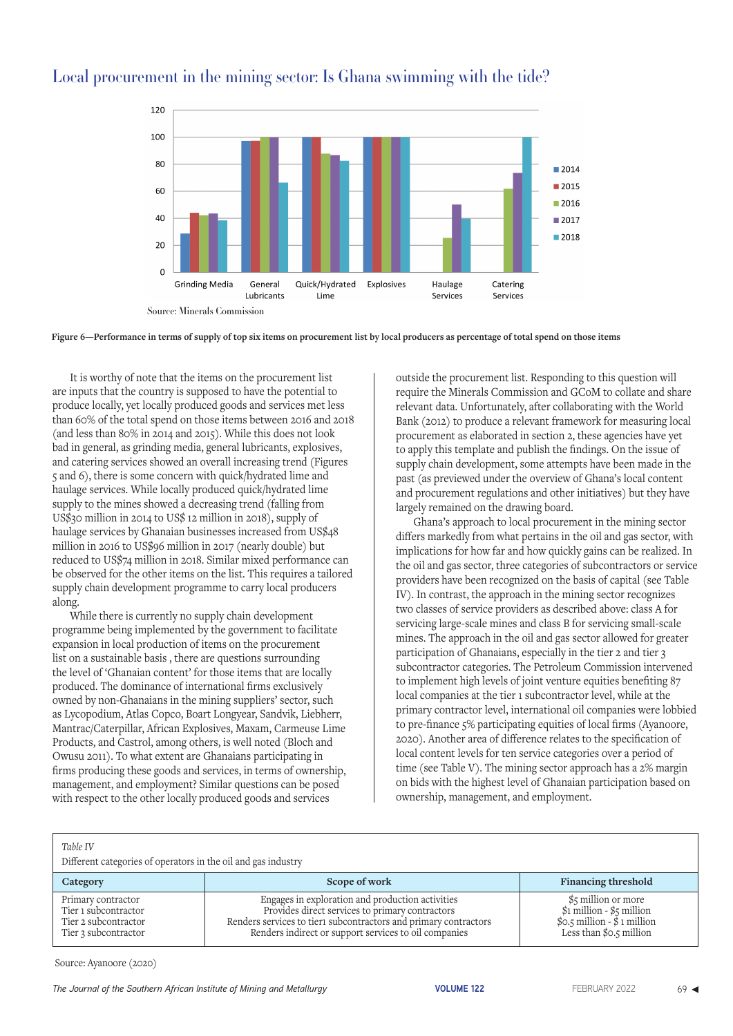Source: Minerals Commission

**Figure 6—Performance in terms of supply of top six items on procurement list by local producers as percentage of total spend on those items**

It is worthy of note that the items on the procurement list are inputs that the country is supposed to have the potential to produce locally, yet locally produced goods and services met less than 60% of the total spend on those items between 2016 and 2018 (and less than 80% in 2014 and 2015). While this does not look bad in general, as grinding media, general lubricants, explosives, and catering services showed an overall increasing trend (Figures 5 and 6), there is some concern with quick/hydrated lime and haulage services. While locally produced quick/hydrated lime supply to the mines showed a decreasing trend (falling from US$30 million in 2014 to US$ 12 million in 2018), supply of haulage services by Ghanaian businesses increased from US$48 million in 2016 to US$96 million in 2017 (nearly double) but reduced to US$74 million in 2018. Similar mixed performance can be observed for the other items on the list. This requires a tailored supply chain development programme to carry local producers along.

While there is currently no supply chain development programme being implemented by the government to facilitate expansion in local production of items on the procurement list on a sustainable basis , there are questions surrounding the level of 'Ghanaian content' for those items that are locally produced. The dominance of international firms exclusively owned by non-Ghanaians in the mining suppliers' sector, such as Lycopodium, Atlas Copco, Boart Longyear, Sandvik, Liebherr, Mantrac/Caterpillar, African Explosives, Maxam, Carmeuse Lime Products, and Castrol, among others, is well noted (Bloch and Owusu 2011). To what extent are Ghanaians participating in firms producing these goods and services, in terms of ownership, management, and employment? Similar questions can be posed with respect to the other locally produced goods and services outside the procurement list. Responding to this question will require the Minerals Commission and GCoM to collate and share relevant data. Unfortunately, after collaborating with the World Bank (2012) to produce a relevant framework for measuring local procurement as elaborated in section 2, these agencies have yet to apply this template and publish the findings. On the issue of supply chain development, some attempts have been made in the past (as previewed under the overview of Ghana's local content and procurement regulations and other initiatives) but they have largely remained on the drawing board.

Ghana's approach to local procurement in the mining sector differs markedly from what pertains in the oil and gas sector, with implications for how far and how quickly gains can be realized. In the oil and gas sector, three categories of subcontractors or service providers have been recognized on the basis of capital (see Table IV). In contrast, the approach in the mining sector recognizes two classes of service providers as described above: class A for servicing large-scale mines and class B for servicing small-scale mines. The approach in the oil and gas sector allowed for greater participation of Ghanaians, especially in the tier 2 and tier 3 subcontractor categories. The Petroleum Commission intervened to implement high levels of joint venture equities benefiting 87 local companies at the tier 1 subcontractor level, while at the primary contractor level, international oil companies were lobbied to pre-finance 5% participating equities of local firms (Ayanoore, 2020). Another area of difference relates to the specification of local content levels for ten service categories over a period of time (see Table V). The mining sector approach has a 2% margin on bids with the highest level of Ghanaian participation based on ownership, management, and employment.

*Table IV*

Different categories of operators in the oil and gas industry

| Category | Scope of work | Financing threshold |
|---|---|---|
| Primary contractor | Engages in exploration and production activities | $5 million or more |
| Tier 1 subcontractor | Provides direct services to primary contractors | $1 million - $5 million |
| Tier 2 subcontractor | Renders services to tier1 subcontractors and primary contractors | $0.5 million - $ 1 million |
| Tier 3 subcontractor | Renders indirect or support services to oil companies | Less than $0.5 million |

Source: Ayanoore (2020)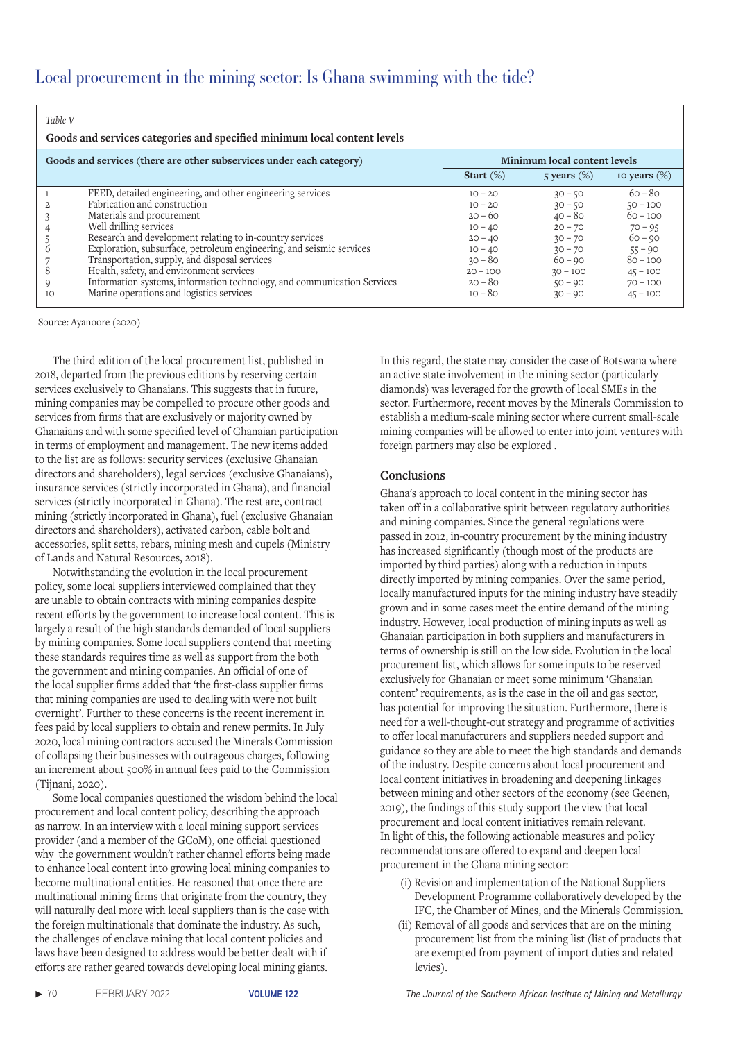*Table V*

**Goods and services categories and specified minimum local content levels**

| Goods and services (there are other subservices under each category) | | Minimum local content levels | | |
|---|---|---|---|---|
| | | **Start** (%) | **5 years** (%) | **10 years** (%) |
| 1 | FEED, detailed engineering, and other engineering services | 10 – 20 | 30 – 50 | 60 – 80 |
| 2 | Fabrication and construction | 10 – 20 | 30 – 50 | 50 – 100 |
| 3 | Materials and procurement | 20 – 60 | 40 – 80 | 60 – 100 |
| 4 | Well drilling services | 10 – 40 | 20 – 70 | 70 – 95 |
| 5 | Research and development relating to in-country services | 20 – 40 | 30 – 70 | 60 – 90 |
| 6 | Exploration, subsurface, petroleum engineering, and seismic services | 10 – 40 | 30 – 70 | 55 – 90 |
| 7 | Transportation, supply, and disposal services | 30 – 80 | 60 – 90 | 80 – 100 |
| 8 | Health, safety, and environment services | 20 – 100 | 30 – 100 | 45 – 100 |
| 9 | Information systems, information technology, and communication Services | 20 – 80 | 50 – 90 | 70 – 100 |
| 10 | Marine operations and logistics services | 10 – 80 | 30 – 90 | 45 – 100 |

Source: Ayanoore (2020)

The third edition of the local procurement list, published in 2018, departed from the previous editions by reserving certain services exclusively to Ghanaians. This suggests that in future, mining companies may be compelled to procure other goods and services from firms that are exclusively or majority owned by Ghanaians and with some specified level of Ghanaian participation in terms of employment and management. The new items added to the list are as follows: security services (exclusive Ghanaian directors and shareholders), legal services (exclusive Ghanaians), insurance services (strictly incorporated in Ghana), and financial services (strictly incorporated in Ghana). The rest are, contract mining (strictly incorporated in Ghana), fuel (exclusive Ghanaian directors and shareholders), activated carbon, cable bolt and accessories, split setts, rebars, mining mesh and cupels (Ministry of Lands and Natural Resources, 2018).

Notwithstanding the evolution in the local procurement policy, some local suppliers interviewed complained that they are unable to obtain contracts with mining companies despite recent efforts by the government to increase local content. This is largely a result of the high standards demanded of local suppliers by mining companies. Some local suppliers contend that meeting these standards requires time as well as support from the both the government and mining companies. An official of one of the local supplier firms added that 'the first-class supplier firms that mining companies are used to dealing with were not built overnight'. Further to these concerns is the recent increment in fees paid by local suppliers to obtain and renew permits. In July 2020, local mining contractors accused the Minerals Commission of collapsing their businesses with outrageous charges, following an increment about 500% in annual fees paid to the Commission (Tijnani, 2020).

Some local companies questioned the wisdom behind the local procurement and local content policy, describing the approach as narrow. In an interview with a local mining support services provider (and a member of the GCoM), one official questioned why the government wouldn't rather channel efforts being made to enhance local content into growing local mining companies to become multinational entities. He reasoned that once there are multinational mining firms that originate from the country, they will naturally deal more with local suppliers than is the case with the foreign multinationals that dominate the industry. As such, the challenges of enclave mining that local content policies and laws have been designed to address would be better dealt with if efforts are rather geared towards developing local mining giants. In this regard, the state may consider the case of Botswana where an active state involvement in the mining sector (particularly diamonds) was leveraged for the growth of local SMEs in the sector. Furthermore, recent moves by the Minerals Commission to establish a medium-scale mining sector where current small-scale mining companies will be allowed to enter into joint ventures with foreign partners may also be explored .

## Conclusions

Ghana's approach to local content in the mining sector has taken off in a collaborative spirit between regulatory authorities and mining companies. Since the general regulations were passed in 2012, in-country procurement by the mining industry has increased significantly (though most of the products are imported by third parties) along with a reduction in inputs directly imported by mining companies. Over the same period, locally manufactured inputs for the mining industry have steadily grown and in some cases meet the entire demand of the mining industry. However, local production of mining inputs as well as Ghanaian participation in both suppliers and manufacturers in terms of ownership is still on the low side. Evolution in the local procurement list, which allows for some inputs to be reserved exclusively for Ghanaian or meet some minimum 'Ghanaian content' requirements, as is the case in the oil and gas sector, has potential for improving the situation. Furthermore, there is need for a well-thought-out strategy and programme of activities to offer local manufacturers and suppliers needed support and guidance so they are able to meet the high standards and demands of the industry. Despite concerns about local procurement and local content initiatives in broadening and deepening linkages between mining and other sectors of the economy (see Geenen, 2019), the findings of this study support the view that local procurement and local content initiatives remain relevant. In light of this, the following actionable measures and policy recommendations are offered to expand and deepen local procurement in the Ghana mining sector:

(i) Revision and implementation of the National Suppliers Development Programme collaboratively developed by the IFC, the Chamber of Mines, and the Minerals Commission.

(ii) Removal of all goods and services that are on the mining procurement list from the mining list (list of products that are exempted from payment of import duties and related levies).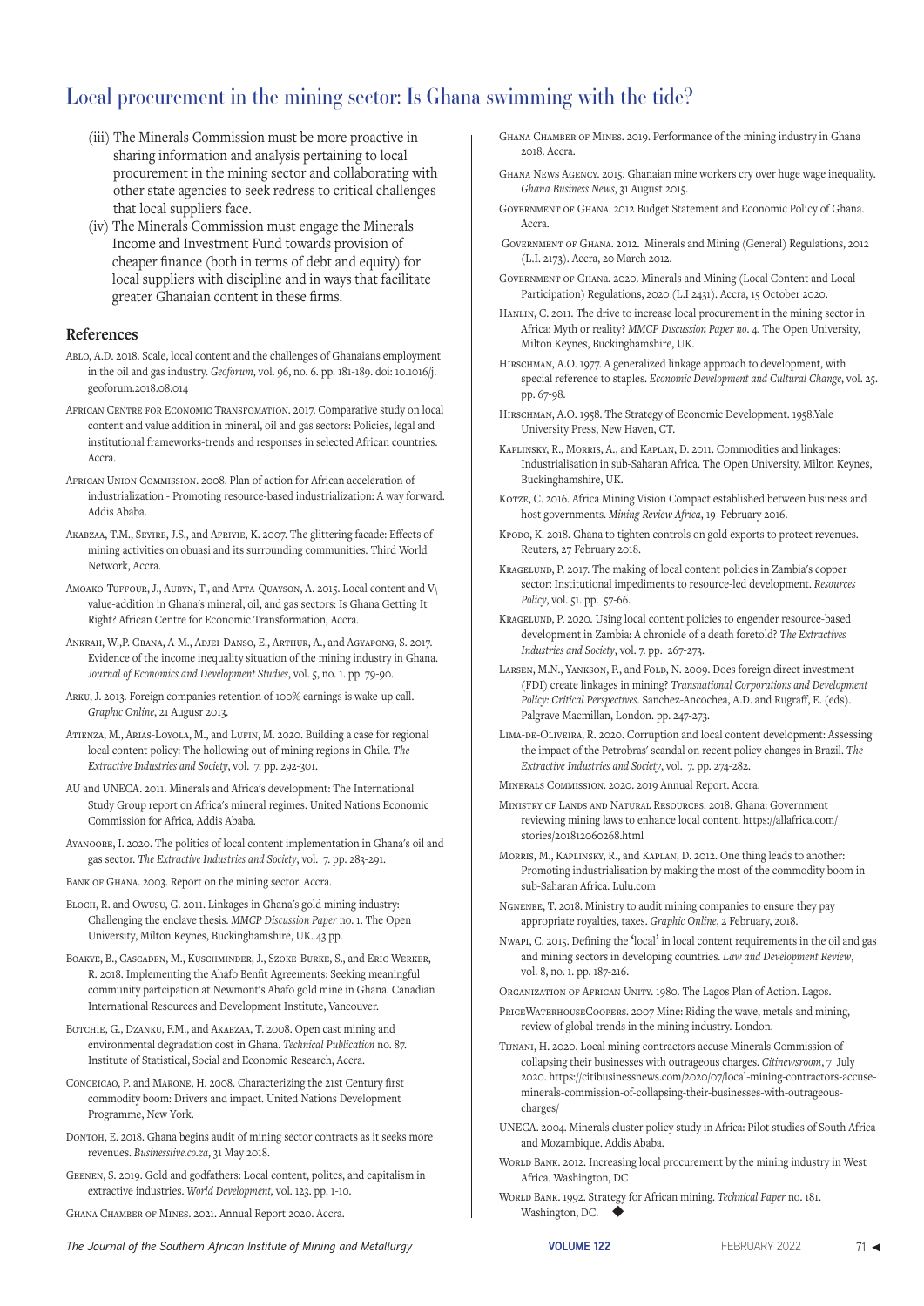(iii) The Minerals Commission must be more proactive in sharing information and analysis pertaining to local procurement in the mining sector and collaborating with other state agencies to seek redress to critical challenges that local suppliers face.

(iv) The Minerals Commission must engage the Minerals Income and Investment Fund towards provision of cheaper finance (both in terms of debt and equity) for local suppliers with discipline and in ways that facilitate greater Ghanaian content in these firms.

## References

Ablo, A.D. 2018. Scale, local content and the challenges of Ghanaians employment in the oil and gas industry. *Geoforum*, vol. 96, no. 6. pp. 181-189. doi: 10.1016/j.geoforum.2018.08.014

African Centre for Economic Transfomation. 2017. Comparative study on local content and value addition in mineral, oil and gas sectors: Policies, legal and institutional frameworks-trends and responses in selected African countries. Accra.

African Union Commission. 2008. Plan of action for African acceleration of industrialization - Promoting resource-based industrialization: A way forward. Addis Ababa.

Akabzaa, T.M., Seyire, J.S., and Afriyie, K. 2007. The glittering facade: Effects of mining activities on obuasi and its surrounding communities. Third World Network, Accra.

Amoako-Tuffour, J., Aubyn, T., and Atta-Quayson, A. 2015. Local content and V\ value-addition in Ghana's mineral, oil, and gas sectors: Is Ghana Getting It Right? African Centre for Economic Transformation, Accra.

Ankrah, W.,P. Gbana, A-M., Adjei-Danso, E., Arthur, A., and Agyapong, S. 2017. Evidence of the income inequality situation of the mining industry in Ghana. *Journal of Economics and Development Studies*, vol. 5, no. 1. pp. 79-90.

Arku, J. 2013. Foreign companies retention of 100% earnings is wake-up call. *Graphic Online*, 21 Augusr 2013.

Atienza, M., Arias-Loyola, M., and Lufin, M. 2020. Building a case for regional local content policy: The hollowing out of mining regions in Chile. *The Extractive Industries and Society*, vol. 7. pp. 292-301.

AU and UNECA. 2011. Minerals and Africa's development: The International Study Group report on Africa's mineral regimes. United Nations Economic Commission for Africa, Addis Ababa.

Ayanoore, I. 2020. The politics of local content implementation in Ghana's oil and gas sector. *The Extractive Industries and Society*, vol. 7. pp. 283-291.

Bank of Ghana. 2003. Report on the mining sector. Accra.

Bloch, R. and Owusu, G. 2011. Linkages in Ghana's gold mining industry: Challenging the enclave thesis. *MMCP Discussion Paper* no. 1. The Open University, Milton Keynes, Buckinghamshire, UK. 43 pp.

Boakye, B., Cascaden, M., Kuschminder, J., Szoke-Burke, S., and Eric Werker, R. 2018. Implementing the Ahafo Benfit Agreements: Seeking meaningful community partcipation at Newmont's Ahafo gold mine in Ghana. Canadian International Resources and Development Institute, Vancouver.

Botchie, G., Dzanku, F.M., and Akabzaa, T. 2008. Open cast mining and environmental degradation cost in Ghana. *Technical Publication* no. 87. Institute of Statistical, Social and Economic Research, Accra.

Conceicao, P. and Marone, H. 2008. Characterizing the 21st Century first commodity boom: Drivers and impact. United Nations Development Programme, New York.

Dontoh, E. 2018. Ghana begins audit of mining sector contracts as it seeks more revenues. *Businesslive.co.za*, 31 May 2018.

Geenen, S. 2019. Gold and godfathers: Local content, politcs, and capitalism in extractive industries. *World Development*, vol. 123. pp. 1-10.

Ghana Chamber of Mines. 2021. Annual Report 2020. Accra.

Ghana Chamber of Mines. 2019. Performance of the mining industry in Ghana 2018. Accra.

Ghana News Agency. 2015. Ghanaian mine workers cry over huge wage inequality. *Ghana Business News*, 31 August 2015.

Government of Ghana. 2012 Budget Statement and Economic Policy of Ghana. Accra.

Government of Ghana. 2012. Minerals and Mining (General) Regulations, 2012 (L.I. 2173). Accra, 20 March 2012.

Government of Ghana. 2020. Minerals and Mining (Local Content and Local Participation) Regulations, 2020 (L.I 2431). Accra, 15 October 2020.

Hanlin, C. 2011. The drive to increase local procurement in the mining sector in Africa: Myth or reality? *MMCP Discussion Paper no.* 4. The Open University, Milton Keynes, Buckinghamshire, UK.

Hirschman, A.O. 1977. A generalized linkage approach to development, with special reference to staples. *Economic Development and Cultural Change*, vol. 25. pp. 67-98.

Hirschman, A.O. 1958. The Strategy of Economic Development. 1958.Yale University Press, New Haven, CT.

Kaplinsky, R., Morris, A., and Kaplan, D. 2011. Commodities and linkages: Industrialisation in sub-Saharan Africa. The Open University, Milton Keynes, Buckinghamshire, UK.

Kotze, C. 2016. Africa Mining Vision Compact established between business and host governments. *Mining Review Africa*, 19 February 2016.

Kpodo, K. 2018. Ghana to tighten controls on gold exports to protect revenues. Reuters, 27 February 2018.

Kragelund, P. 2017. The making of local content policies in Zambia's copper sector: Institutional impediments to resource-led development. *Resources Policy*, vol. 51. pp. 57-66.

Kragelund, P. 2020. Using local content policies to engender resource-based development in Zambia: A chronicle of a death foretold? *The Extractives Industries and Society*, vol. 7. pp. 267-273.

Larsen, M.N., Yankson, P., and Fold, N. 2009. Does foreign direct investment (FDI) create linkages in mining? *Transnational Corporations and Development Policy: Critical Perspectives*. Sanchez-Ancochea, A.D. and Rugraff, E. (eds). Palgrave Macmillan, London. pp. 247-273.

Lima-de-Oliveira, R. 2020. Corruption and local content development: Assessing the impact of the Petrobras' scandal on recent policy changes in Brazil. *The Extractive Industries and Society*, vol. 7. pp. 274-282.

Minerals Commission. 2020. 2019 Annual Report. Accra.

Ministry of Lands and Natural Resources. 2018. Government reviewing mining laws to enhance local content. https://allafrica.com/stories/201812060268.html

Morris, M., Kaplinsky, R., and Kaplan, D. 2012. One thing leads to another: Promoting industrialisation by making the most of the commodity boom in sub-Saharan Africa. Lulu.com

Ngnenbe, T. 2018. Ministry to audit mining companies to ensure they pay appropriate royalties, taxes. *Graphic Online*, 2 February, 2018.

Nwapi, C. 2015. Defining the 'local' in local content requirements in the oil and gas and mining sectors in developing countries. *Law and Development Review*, vol. 8, no. 1. pp. 187-216.

Organization of African Unity. 1980. The Lagos Plan of Action. Lagos.

PriceWaterhouseCoopers. 2007 Mine: Riding the wave, metals and mining, review of global trends in the mining industry. London.

Tijnani, H. 2020. Local mining contractors accuse Minerals Commission of collapsing their businesses with outrageous charges. *Citinewsroom*, 7 July 2020. https://citibusinessnews.com/2020/07/local-mining-contractors-accuse-minerals-commission-of-collapsing-their-businesses-with-outrageous-charges/

UNECA. 2004. Minerals cluster policy study in Africa: Pilot studies of South Africa and Mozambique. Addis Ababa.

World Bank. 2012. Increasing local procurement by the mining industry in West Africa. Washington, DC

World Bank. 1992. Strategy for African mining. *Technical Paper* no. 181. Washington, DC. ◆